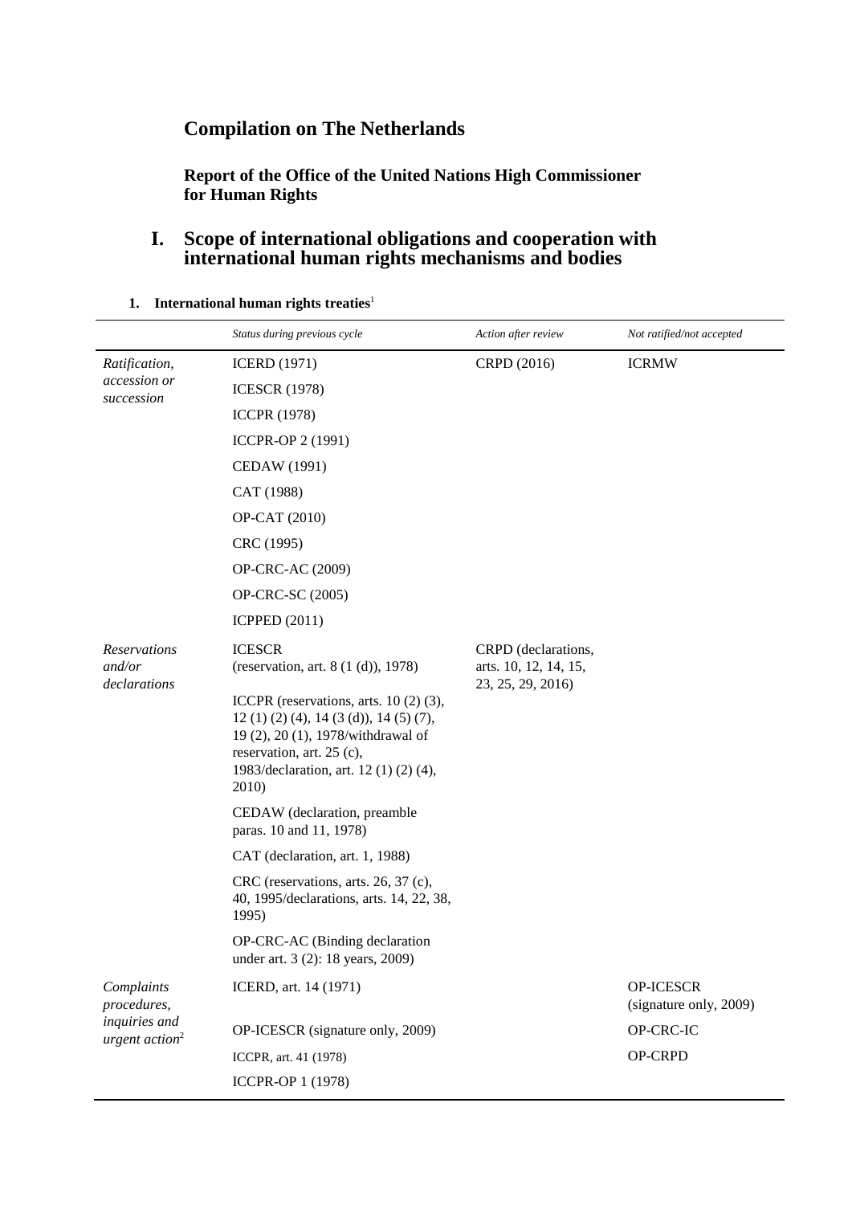# Compilation on The Netherlands

## Report of the Office of the United Nations High Commissioner for Human Rights

## I. Scope of international obligations and cooperation with international human rights mechanisms and bodies

### 1. International human rights treaties[1]

| | *Status during previous cycle* | *Action after review* | *Not ratified/not accepted* |
|---|---|---|---|
| *Ratification, accession or succession* | ICERD (1971) | CRPD (2016) | ICRMW |
| | ICESCR (1978) | | |
| | ICCPR (1978) | | |
| | ICCPR-OP 2 (1991) | | |
| | CEDAW (1991) | | |
| | CAT (1988) | | |
| | OP-CAT (2010) | | |
| | CRC (1995) | | |
| | OP-CRC-AC (2009) | | |
| | OP-CRC-SC (2005) | | |
| | ICPPED (2011) | | |
| *Reservations and/or declarations* | ICESCR (reservation, art. 8 (1 (d)), 1978) | CRPD (declarations, arts. 10, 12, 14, 15, 23, 25, 29, 2016) | |
| | ICCPR (reservations, arts. 10 (2) (3), 12 (1) (2) (4), 14 (3 (d)), 14 (5) (7), 19 (2), 20 (1), 1978/withdrawal of reservation, art. 25 (c), 1983/declaration, art. 12 (1) (2) (4), 2010) | | |
| | CEDAW (declaration, preamble paras. 10 and 11, 1978) | | |
| | CAT (declaration, art. 1, 1988) | | |
| | CRC (reservations, arts. 26, 37 (c), 40, 1995/declarations, arts. 14, 22, 38, 1995) | | |
| | OP-CRC-AC (Binding declaration under art. 3 (2): 18 years, 2009) | | |
| *Complaints procedures, inquiries and urgent action*[2] | ICERD, art. 14 (1971) | | OP-ICESCR (signature only, 2009) |
| | OP-ICESCR (signature only, 2009) | | OP-CRC-IC |
| | ICCPR, art. 41 (1978) | | OP-CRPD |
| | ICCPR-OP 1 (1978) | | |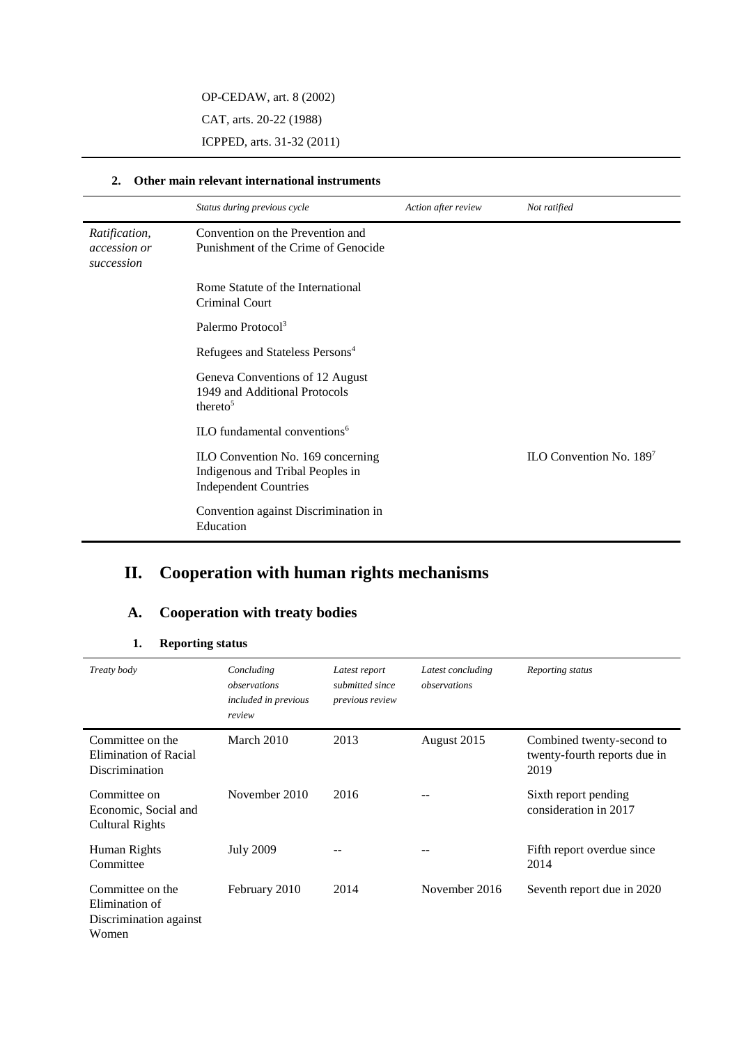| | | | |
|---|---|---|---|
| | OP-CEDAW, art. 8 (2002) | | |
| | CAT, arts. 20-22 (1988) | | |
| | ICPPED, arts. 31-32 (2011) | | |

### 2. Other main relevant international instruments

| | *Status during previous cycle* | *Action after review* | *Not ratified* |
|---|---|---|---|
| *Ratification, accession or succession* | Convention on the Prevention and Punishment of the Crime of Genocide | | |
| | Rome Statute of the International Criminal Court | | |
| | Palermo Protocol[3] | | |
| | Refugees and Stateless Persons[4] | | |
| | Geneva Conventions of 12 August 1949 and Additional Protocols thereto[5] | | |
| | ILO fundamental conventions[6] | | |
| | ILO Convention No. 169 concerning Indigenous and Tribal Peoples in Independent Countries | | ILO Convention No. 189[7] |
| | Convention against Discrimination in Education | | |

# II. Cooperation with human rights mechanisms

## A. Cooperation with treaty bodies

### 1. Reporting status

| *Treaty body* | *Concluding observations included in previous review* | *Latest report submitted since previous review* | *Latest concluding observations* | *Reporting status* |
|---|---|---|---|---|
| Committee on the Elimination of Racial Discrimination | March 2010 | 2013 | August 2015 | Combined twenty-second to twenty-fourth reports due in 2019 |
| Committee on Economic, Social and Cultural Rights | November 2010 | 2016 | -- | Sixth report pending consideration in 2017 |
| Human Rights Committee | July 2009 | -- | -- | Fifth report overdue since 2014 |
| Committee on the Elimination of Discrimination against Women | February 2010 | 2014 | November 2016 | Seventh report due in 2020 |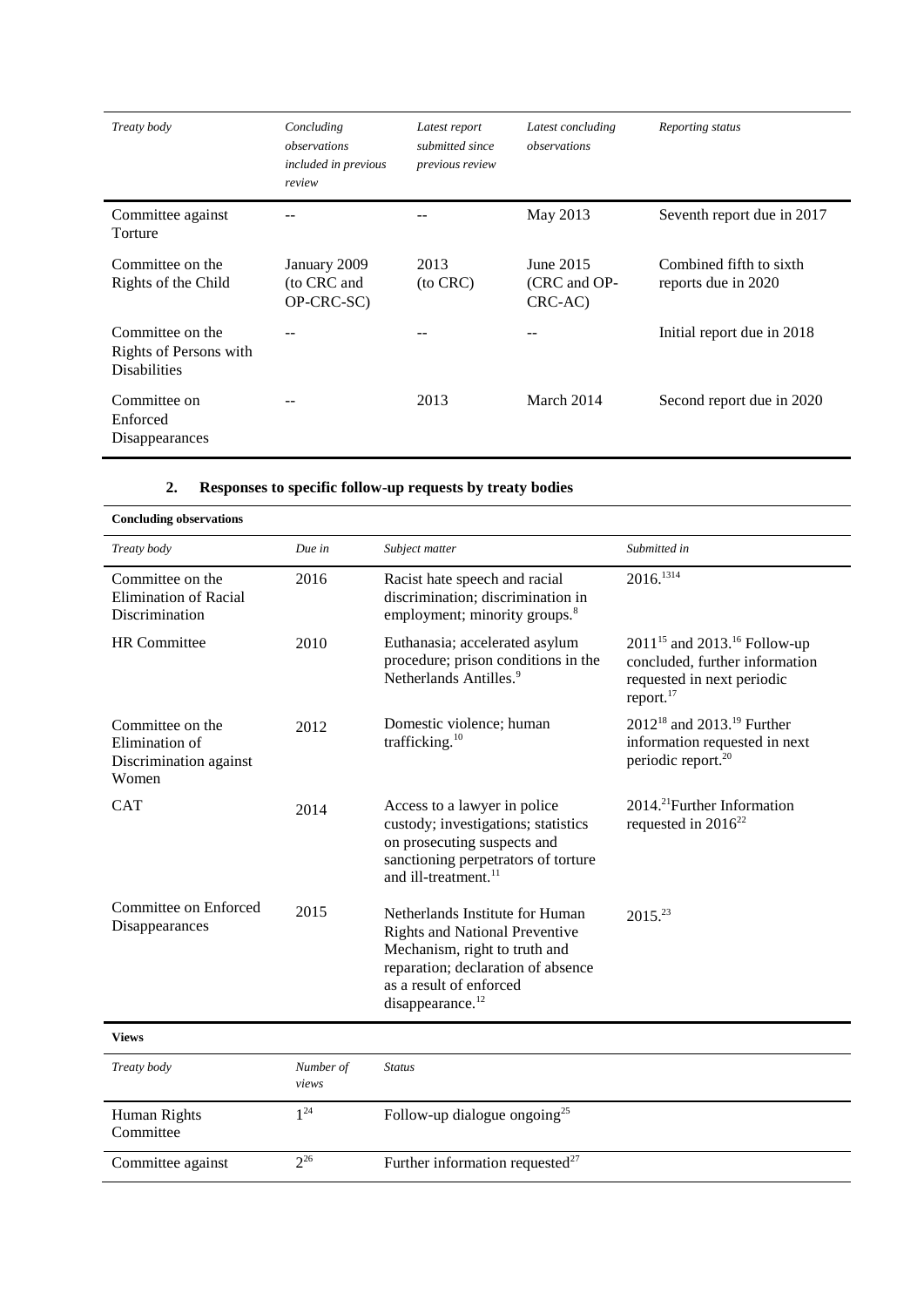| Treaty body | Concluding observations included in previous review | Latest report submitted since previous review | Latest concluding observations | Reporting status |
|---|---|---|---|---|
| Committee against Torture | -- | -- | May 2013 | Seventh report due in 2017 |
| Committee on the Rights of the Child | January 2009 (to CRC and OP-CRC-SC) | 2013 (to CRC) | June 2015 (CRC and OP-CRC-AC) | Combined fifth to sixth reports due in 2020 |
| Committee on the Rights of Persons with Disabilities | -- | -- | -- | Initial report due in 2018 |
| Committee on Enforced Disappearances | -- | 2013 | March 2014 | Second report due in 2020 |

## 2. Responses to specific follow-up requests by treaty bodies

**Concluding observations**

| Treaty body | Due in | Subject matter | Submitted in |
|---|---|---|---|
| Committee on the Elimination of Racial Discrimination | 2016 | Racist hate speech and racial discrimination; discrimination in employment; minority groups.[8] | 2016.[13][14] |
| HR Committee | 2010 | Euthanasia; accelerated asylum procedure; prison conditions in the Netherlands Antilles.[9] | 2011[15] and 2013.[16] Follow-up concluded, further information requested in next periodic report.[17] |
| Committee on the Elimination of Discrimination against Women | 2012 | Domestic violence; human trafficking.[10] | 2012[18] and 2013.[19] Further information requested in next periodic report.[20] |
| CAT | 2014 | Access to a lawyer in police custody; investigations; statistics on prosecuting suspects and sanctioning perpetrators of torture and ill-treatment.[11] | 2014.[21]Further Information requested in 2016[22] |
| Committee on Enforced Disappearances | 2015 | Netherlands Institute for Human Rights and National Preventive Mechanism, right to truth and reparation; declaration of absence as a result of enforced disappearance.[12] | 2015.[23] |

**Views**

| Treaty body | Number of views | Status |
|---|---|---|
| Human Rights Committee | 1[24] | Follow-up dialogue ongoing[25] |
| Committee against | 2[26] | Further information requested[27] |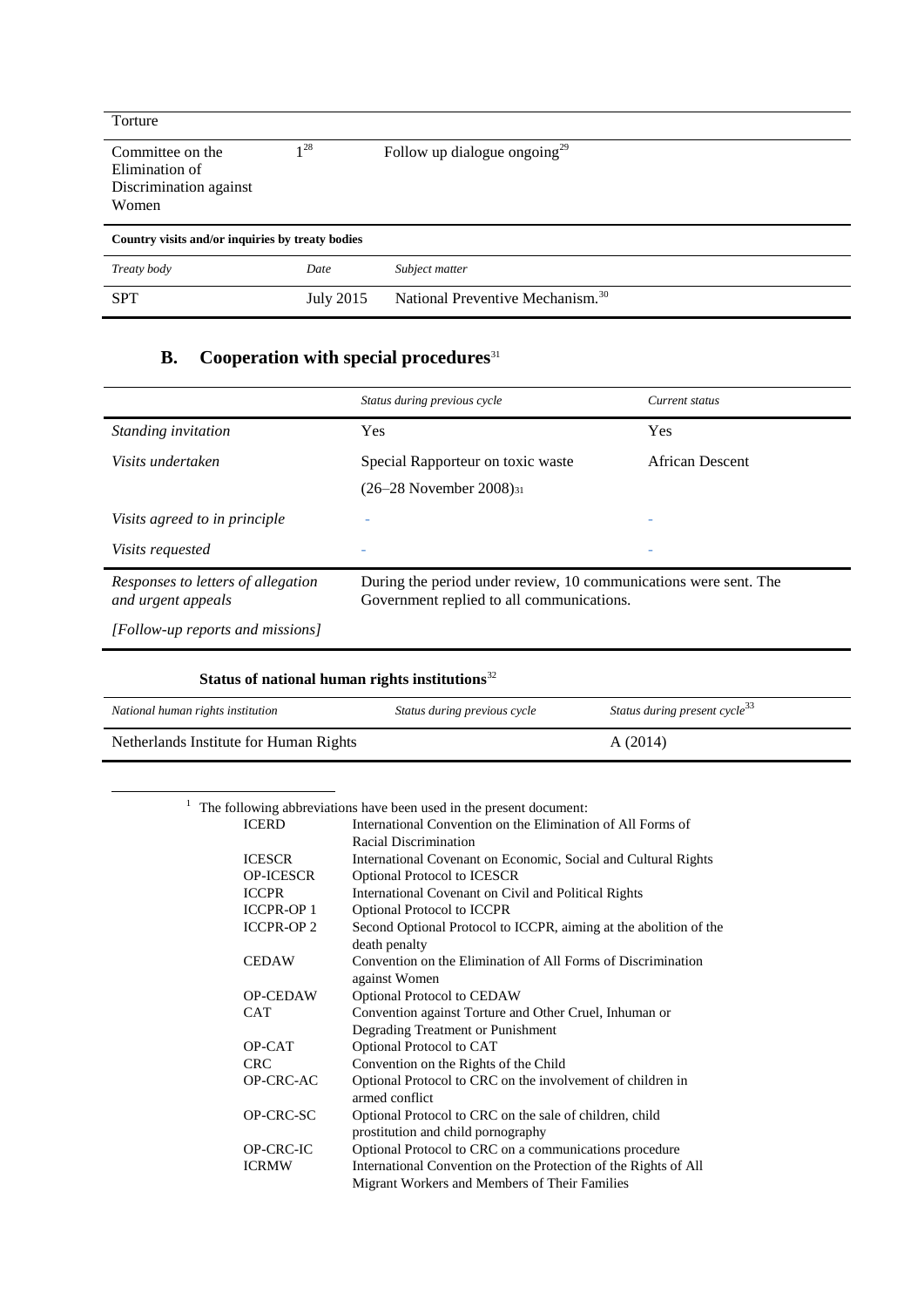| | | |
|---|---|---|
| Torture | | |
| Committee on the Elimination of Discrimination against Women | 1[28] | Follow up dialogue ongoing[29] |

**Country visits and/or inquiries by treaty bodies**

| *Treaty body* | *Date* | *Subject matter* |
|---|---|---|
| SPT | July 2015 | National Preventive Mechanism.[30] |

## B. Cooperation with special procedures[31]

| | *Status during previous cycle* | *Current status* |
|---|---|---|
| *Standing invitation* | Yes | Yes |
| *Visits undertaken* | Special Rapporteur on toxic waste (26–28 November 2008)[31] | African Descent |
| *Visits agreed to in principle* | - | - |
| *Visits requested* | - | - |
| *Responses to letters of allegation and urgent appeals* | During the period under review, 10 communications were sent. The Government replied to all communications. | |
| *[Follow-up reports and missions]* | | |

### Status of national human rights institutions[32]

| *National human rights institution* | *Status during previous cycle* | *Status during present cycle[33]* |
|---|---|---|
| Netherlands Institute for Human Rights | | A (2014) |

[1] The following abbreviations have been used in the present document:

| | |
|---|---|
| ICERD | International Convention on the Elimination of All Forms of Racial Discrimination |
| ICESCR | International Covenant on Economic, Social and Cultural Rights |
| OP-ICESCR | Optional Protocol to ICESCR |
| ICCPR | International Covenant on Civil and Political Rights |
| ICCPR-OP 1 | Optional Protocol to ICCPR |
| ICCPR-OP 2 | Second Optional Protocol to ICCPR, aiming at the abolition of the death penalty |
| CEDAW | Convention on the Elimination of All Forms of Discrimination against Women |
| OP-CEDAW | Optional Protocol to CEDAW |
| CAT | Convention against Torture and Other Cruel, Inhuman or Degrading Treatment or Punishment |
| OP-CAT | Optional Protocol to CAT |
| CRC | Convention on the Rights of the Child |
| OP-CRC-AC | Optional Protocol to CRC on the involvement of children in armed conflict |
| OP-CRC-SC | Optional Protocol to CRC on the sale of children, child prostitution and child pornography |
| OP-CRC-IC | Optional Protocol to CRC on a communications procedure |
| ICRMW | International Convention on the Protection of the Rights of All Migrant Workers and Members of Their Families |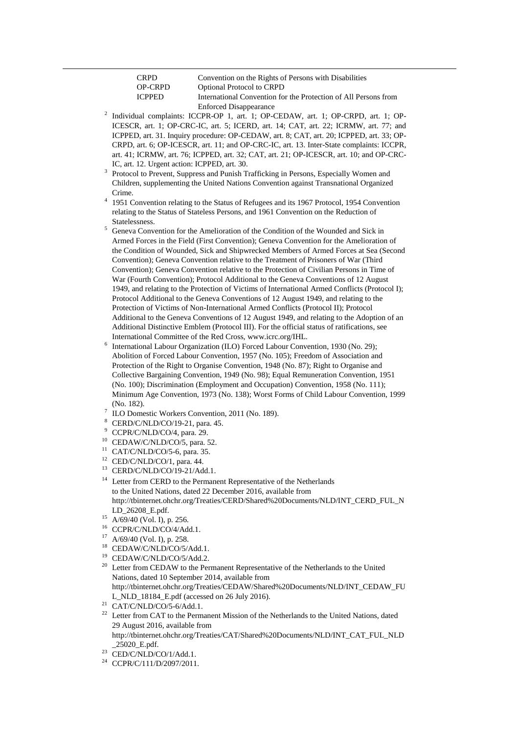| | |
|---|---|
| CRPD | Convention on the Rights of Persons with Disabilities |
| OP-CRPD | Optional Protocol to CRPD |
| ICPPED | International Convention for the Protection of All Persons from Enforced Disappearance |

[2] Individual complaints: ICCPR-OP 1, art. 1; OP-CEDAW, art. 1; OP-CRPD, art. 1; OP-ICESCR, art. 1; OP-CRC-IC, art. 5; ICERD, art. 14; CAT, art. 22; ICRMW, art. 77; and ICPPED, art. 31. Inquiry procedure: OP-CEDAW, art. 8; CAT, art. 20; ICPPED, art. 33; OP-CRPD, art. 6; OP-ICESCR, art. 11; and OP-CRC-IC, art. 13. Inter-State complaints: ICCPR, art. 41; ICRMW, art. 76; ICPPED, art. 32; CAT, art. 21; OP-ICESCR, art. 10; and OP-CRC-IC, art. 12. Urgent action: ICPPED, art. 30.

[3] Protocol to Prevent, Suppress and Punish Trafficking in Persons, Especially Women and Children, supplementing the United Nations Convention against Transnational Organized Crime.

[4] 1951 Convention relating to the Status of Refugees and its 1967 Protocol, 1954 Convention relating to the Status of Stateless Persons, and 1961 Convention on the Reduction of Statelessness.

[5] Geneva Convention for the Amelioration of the Condition of the Wounded and Sick in Armed Forces in the Field (First Convention); Geneva Convention for the Amelioration of the Condition of Wounded, Sick and Shipwrecked Members of Armed Forces at Sea (Second Convention); Geneva Convention relative to the Treatment of Prisoners of War (Third Convention); Geneva Convention relative to the Protection of Civilian Persons in Time of War (Fourth Convention); Protocol Additional to the Geneva Conventions of 12 August 1949, and relating to the Protection of Victims of International Armed Conflicts (Protocol I); Protocol Additional to the Geneva Conventions of 12 August 1949, and relating to the Protection of Victims of Non-International Armed Conflicts (Protocol II); Protocol Additional to the Geneva Conventions of 12 August 1949, and relating to the Adoption of an Additional Distinctive Emblem (Protocol III). For the official status of ratifications, see International Committee of the Red Cross, www.icrc.org/IHL.

[6] International Labour Organization (ILO) Forced Labour Convention, 1930 (No. 29); Abolition of Forced Labour Convention, 1957 (No. 105); Freedom of Association and Protection of the Right to Organise Convention, 1948 (No. 87); Right to Organise and Collective Bargaining Convention, 1949 (No. 98); Equal Remuneration Convention, 1951 (No. 100); Discrimination (Employment and Occupation) Convention, 1958 (No. 111); Minimum Age Convention, 1973 (No. 138); Worst Forms of Child Labour Convention, 1999 (No. 182).

[7] ILO Domestic Workers Convention, 2011 (No. 189).

[8] CERD/C/NLD/CO/19-21, para. 45.

[9] CCPR/C/NLD/CO/4, para. 29.

[10] CEDAW/C/NLD/CO/5, para. 52.

[11] CAT/C/NLD/CO/5-6, para. 35.

[12] CED/C/NLD/CO/1, para. 44.

[13] CERD/C/NLD/CO/19-21/Add.1.

[14] Letter from CERD to the Permanent Representative of the Netherlands to the United Nations, dated 22 December 2016, available from http://tbinternet.ohchr.org/Treaties/CERD/Shared%20Documents/NLD/INT_CERD_FUL_NLD_26208_E.pdf.

[15] A/69/40 (Vol. I), p. 256.

[16] CCPR/C/NLD/CO/4/Add.1.

[17] A/69/40 (Vol. I), p. 258.

[18] CEDAW/C/NLD/CO/5/Add.1.

[19] CEDAW/C/NLD/CO/5/Add.2.

[20] Letter from CEDAW to the Permanent Representative of the Netherlands to the United Nations, dated 10 September 2014, available from http://tbinternet.ohchr.org/Treaties/CEDAW/Shared%20Documents/NLD/INT_CEDAW_FUL_NLD_18184_E.pdf (accessed on 26 July 2016).

[21] CAT/C/NLD/CO/5-6/Add.1.

[22] Letter from CAT to the Permanent Mission of the Netherlands to the United Nations, dated 29 August 2016, available from http://tbinternet.ohchr.org/Treaties/CAT/Shared%20Documents/NLD/INT_CAT_FUL_NLD_25020_E.pdf.

[23] CED/C/NLD/CO/1/Add.1.

[24] CCPR/C/111/D/2097/2011.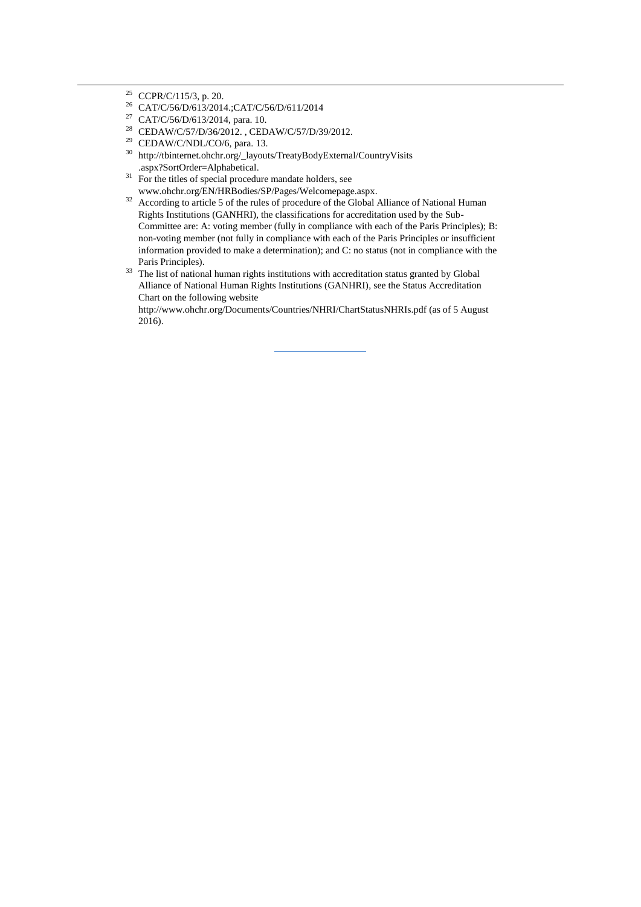[25] CCPR/C/115/3, p. 20.

[26] CAT/C/56/D/613/2014.;CAT/C/56/D/611/2014

[27] CAT/C/56/D/613/2014, para. 10.

[28] CEDAW/C/57/D/36/2012. , CEDAW/C/57/D/39/2012.

[29] CEDAW/C/NDL/CO/6, para. 13.

[30] http://tbinternet.ohchr.org/_layouts/TreatyBodyExternal/CountryVisits.aspx?SortOrder=Alphabetical.

[31] For the titles of special procedure mandate holders, see www.ohchr.org/EN/HRBodies/SP/Pages/Welcomepage.aspx.

[32] According to article 5 of the rules of procedure of the Global Alliance of National Human Rights Institutions (GANHRI), the classifications for accreditation used by the Sub-Committee are: A: voting member (fully in compliance with each of the Paris Principles); B: non-voting member (not fully in compliance with each of the Paris Principles or insufficient information provided to make a determination); and C: no status (not in compliance with the Paris Principles).

[33] The list of national human rights institutions with accreditation status granted by Global Alliance of National Human Rights Institutions (GANHRI), see the Status Accreditation Chart on the following website http://www.ohchr.org/Documents/Countries/NHRI/ChartStatusNHRIs.pdf (as of 5 August 2016).